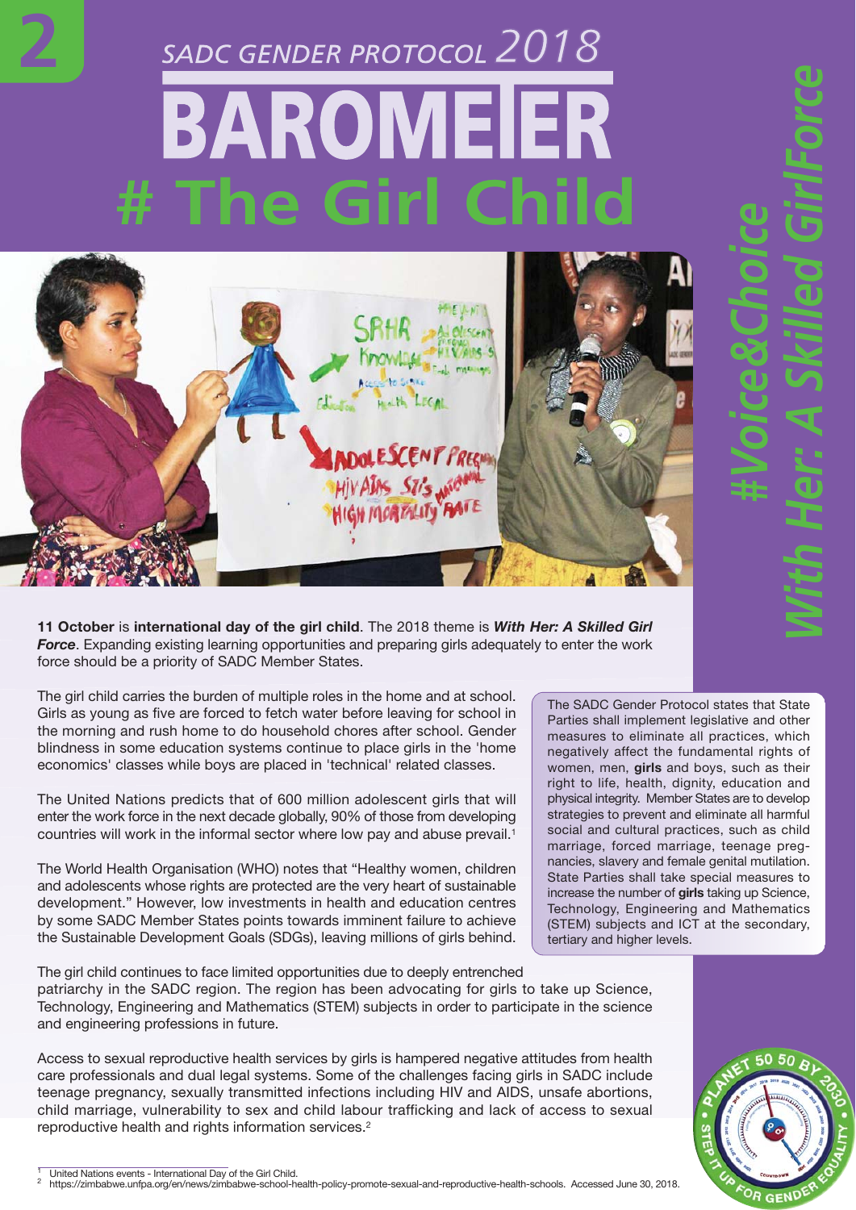# SADC GENDER PROTOCOL 2018 BAROMETER

# # The Girl Child

#Voice&Choice

With Her: A Skilled GirlForce

**11 October** is **international day of the girl child**. The 2018 theme is ***With Her: A Skilled Girl Force***. Expanding existing learning opportunities and preparing girls adequately to enter the work force should be a priority of SADC Member States.

The girl child carries the burden of multiple roles in the home and at school. Girls as young as five are forced to fetch water before leaving for school in the morning and rush home to do household chores after school. Gender blindness in some education systems continue to place girls in the 'home economics' classes while boys are placed in 'technical' related classes.

The United Nations predicts that of 600 million adolescent girls that will enter the work force in the next decade globally, 90% of those from developing countries will work in the informal sector where low pay and abuse prevail.[1]

The World Health Organisation (WHO) notes that "Healthy women, children and adolescents whose rights are protected are the very heart of sustainable development." However, low investments in health and education centres by some SADC Member States points towards imminent failure to achieve the Sustainable Development Goals (SDGs), leaving millions of girls behind.

The SADC Gender Protocol states that State Parties shall implement legislative and other measures to eliminate all practices, which negatively affect the fundamental rights of women, men, **girls** and boys, such as their right to life, health, dignity, education and physical integrity. Member States are to develop strategies to prevent and eliminate all harmful social and cultural practices, such as child marriage, forced marriage, teenage pregnancies, slavery and female genital mutilation. State Parties shall take special measures to increase the number of **girls** taking up Science, Technology, Engineering and Mathematics (STEM) subjects and ICT at the secondary, tertiary and higher levels.

The girl child continues to face limited opportunities due to deeply entrenched patriarchy in the SADC region. The region has been advocating for girls to take up Science, Technology, Engineering and Mathematics (STEM) subjects in order to participate in the science and engineering professions in future.

Access to sexual reproductive health services by girls is hampered negative attitudes from health care professionals and dual legal systems. Some of the challenges facing girls in SADC include teenage pregnancy, sexually transmitted infections including HIV and AIDS, unsafe abortions, child marriage, vulnerability to sex and child labour trafficking and lack of access to sexual reproductive health and rights information services.[2]

---

[1] United Nations events - International Day of the Girl Child.

[2] https://zimbabwe.unfpa.org/en/news/zimbabwe-school-health-policy-promote-sexual-and-reproductive-health-schools. Accessed June 30, 2018.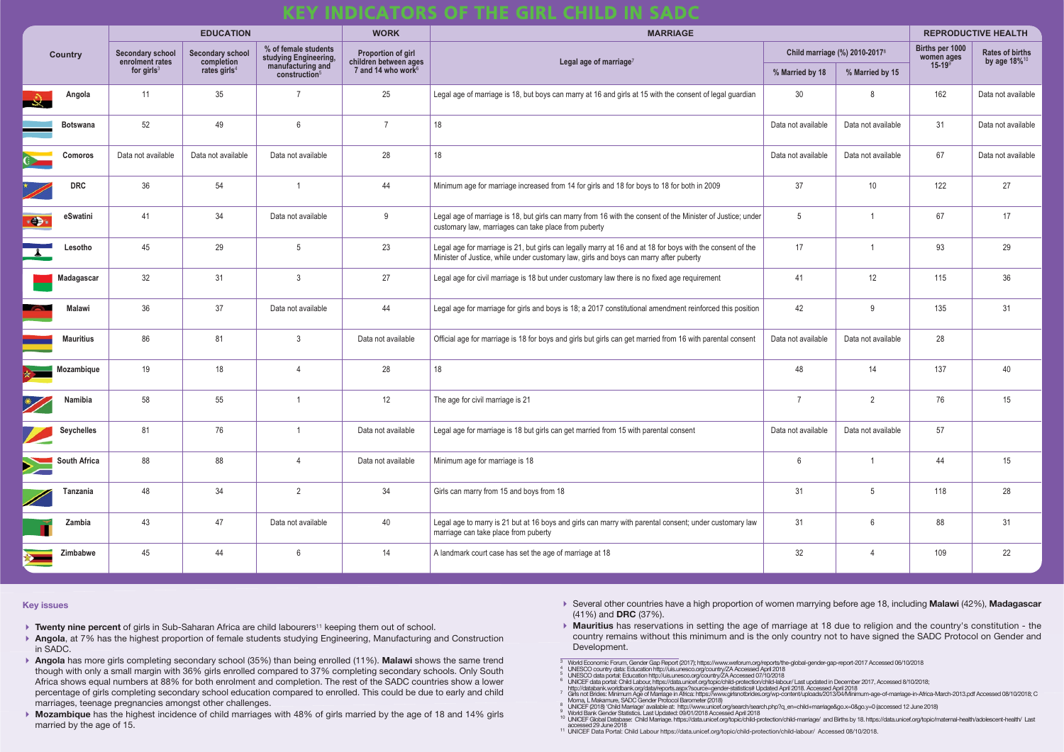# KEY INDICATORS OF THE GIRL CHILD IN SADC

| Country | EDUCATION | | | WORK | MARRIAGE | | | REPRODUCTIVE HEALTH | |
|---|---|---|---|---|---|---|---|---|---|
| | Secondary school enrolment rates for girls[3] | Secondary school completion rates girls[4] | % of female students studying Engineering, manufacturing and construction[5] | Proportion of girl children between ages 7 and 14 who work[6] | Legal age of marriage[7] | Child marriage (%) 2010-2017[8] | | Births per 1000 women ages 15-19[9] | Rates of births by age 18%[10] |
| | | | | | | % Married by 18 | % Married by 15 | | |
| Angola | 11 | 35 | 7 | 25 | Legal age of marriage is 18, but boys can marry at 16 and girls at 15 with the consent of legal guardian | 30 | 8 | 162 | Data not available |
| Botswana | 52 | 49 | 6 | 7 | 18 | Data not available | Data not available | 31 | Data not available |
| Comoros | Data not available | Data not available | Data not available | 28 | 18 | Data not available | Data not available | 67 | Data not available |
| DRC | 36 | 54 | 1 | 44 | Minimum age for marriage increased from 14 for girls and 18 for boys to 18 for both in 2009 | 37 | 10 | 122 | 27 |
| eSwatini | 41 | 34 | Data not available | 9 | Legal age of marriage is 18, but girls can marry from 16 with the consent of the Minister of Justice; under customary law, marriages can take place from puberty | 5 | 1 | 67 | 17 |
| Lesotho | 45 | 29 | 5 | 23 | Legal age for marriage is 21, but girls can legally marry at 16 and at 18 for boys with the consent of the Minister of Justice, while under customary law, girls and boys can marry after puberty | 17 | 1 | 93 | 29 |
| Madagascar | 32 | 31 | 3 | 27 | Legal age for civil marriage is 18 but under customary law there is no fixed age requirement | 41 | 12 | 115 | 36 |
| Malawi | 36 | 37 | Data not available | 44 | Legal age for marriage for girls and boys is 18; a 2017 constitutional amendment reinforced this position | 42 | 9 | 135 | 31 |
| Mauritius | 86 | 81 | 3 | Data not available | Official age for marriage is 18 for boys and girls but girls can get married from 16 with parental consent | Data not available | Data not available | 28 | |
| Mozambique | 19 | 18 | 4 | 28 | 18 | 48 | 14 | 137 | 40 |
| Namibia | 58 | 55 | 1 | 12 | The age for civil marriage is 21 | 7 | 2 | 76 | 15 |
| Seychelles | 81 | 76 | 1 | Data not available | Legal age for marriage is 18 but girls can get married from 15 with parental consent | Data not available | Data not available | 57 | |
| South Africa | 88 | 88 | 4 | Data not available | Minimum age for marriage is 18 | 6 | 1 | 44 | 15 |
| Tanzania | 48 | 34 | 2 | 34 | Girls can marry from 15 and boys from 18 | 31 | 5 | 118 | 28 |
| Zambia | 43 | 47 | Data not available | 40 | Legal age to marry is 21 but at 16 boys and girls can marry with parental consent; under customary law marriage can take place from puberty | 31 | 6 | 88 | 31 |
| Zimbabwe | 45 | 44 | 6 | 14 | A landmark court case has set the age of marriage at 18 | 32 | 4 | 109 | 22 |

### Key issues

- **Twenty nine percent** of girls in Sub-Saharan Africa are child labourers[11] keeping them out of school.
- **Angola**, at 7% has the highest proportion of female students studying Engineering, Manufacturing and Construction in SADC.
- **Angola** has more girls completing secondary school (35%) than being enrolled (11%). **Malawi** shows the same trend though with only a small margin with 36% girls enrolled compared to 37% completing secondary schools. Only South Africa shows equal numbers at 88% for both enrolment and completion. The rest of the SADC countries show a lower percentage of girls completing secondary school education compared to enrolled. This could be due to early and child marriages, teenage pregnancies amongst other challenges.
- **Mozambique** has the highest incidence of child marriages with 48% of girls married by the age of 18 and 14% girls married by the age of 15.
- Several other countries have a high proportion of women marrying before age 18, including **Malawi** (42%), **Madagascar** (41%) and **DRC** (37%).
- **Mauritius** has reservations in setting the age of marriage at 18 due to religion and the country's constitution - the country remains without this minimum and is the only country not to have signed the SADC Protocol on Gender and Development.

3 World Economic Forum, Gender Gap Report (2017); https://www.weforum.org/reports/the-global-gender-gap-report-2017 Accessed 06/10/2018
4 UNESCO country data: Education http://uis.unesco.org/country/ZA Accessed April 2018
5 UNESCO data portal: Education http://uis.unesco.org/country/ZA Accessed 07/10/2018
6 UNICEF data portal: Child Labour, https://data.unicef.org/topic/child-protection/child-labour/ Last updated in December 2017, Accessed 8/10/2018; http://databank.worldbank.org/data/reports.aspx?source=gender-statistics# Updated April 2018. Accessed April 2018
7 Girls not Brides: Minimum Age of Marriage in Africa: https://www.girlsnotbrides.org/wp-content/uploads/2013/04/Minimum-age-of-marriage-in-Africa-March-2013.pdf Accessed 08/10/2018; C Moma, L Makamure, SADC Gender Protocol Barometer (2018)
8 UNICEF (2018) 'Child Marriage' available at: http://www.unicef.org/search/search.php?q_en=child+marriage&go.x=0&go.y=0 (accessed 12 June 2018)
9 World Bank Gender Statistics, Last Updated: 09/01/2018 Accessed April 2018
10 UNICEF Global Database: Child Marriage. https://data.unicef.org/topic/child-protection/child-marriage/ and Births by 18. https://data.unicef.org/topic/maternal-health/adolescent-health/ Last accessed 29 June 2018
11 UNICEF Data Portal: Child Labour https://data.unicef.org/topic/child-protection/child-labour/ Accessed 08/10/2018.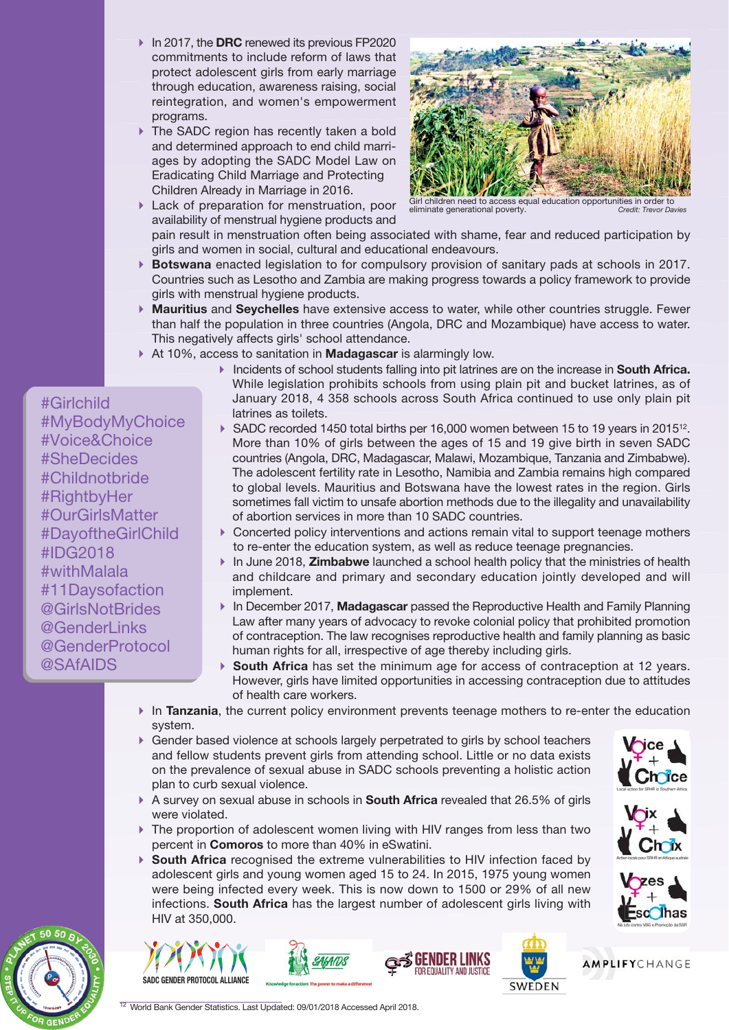- In 2017, the **DRC** renewed its previous FP2020 commitments to include reform of laws that protect adolescent girls from early marriage through education, awareness raising, social reintegration, and women's empowerment programs.
- The SADC region has recently taken a bold and determined approach to end child marriages by adopting the SADC Model Law on Eradicating Child Marriage and Protecting Children Already in Marriage in 2016.
- Lack of preparation for menstruation, poor availability of menstrual hygiene products and pain result in menstruation often being associated with shame, fear and reduced participation by girls and women in social, cultural and educational endeavours.
- **Botswana** enacted legislation to for compulsory provision of sanitary pads at schools in 2017. Countries such as Lesotho and Zambia are making progress towards a policy framework to provide girls with menstrual hygiene products.
- **Mauritius** and **Seychelles** have extensive access to water, while other countries struggle. Fewer than half the population in three countries (Angola, DRC and Mozambique) have access to water. This negatively affects girls' school attendance.
- At 10%, access to sanitation in **Madagascar** is alarmingly low.
- Incidents of school students falling into pit latrines are on the increase in **South Africa.** While legislation prohibits schools from using plain pit and bucket latrines, as of January 2018, 4 358 schools across South Africa continued to use only plain pit latrines as toilets.
- SADC recorded 1450 total births per 16,000 women between 15 to 19 years in 2015[12]. More than 10% of girls between the ages of 15 and 19 give birth in seven SADC countries (Angola, DRC, Madagascar, Malawi, Mozambique, Tanzania and Zimbabwe). The adolescent fertility rate in Lesotho, Namibia and Zambia remains high compared to global levels. Mauritius and Botswana have the lowest rates in the region. Girls sometimes fall victim to unsafe abortion methods due to the illegality and unavailability of abortion services in more than 10 SADC countries.
- Concerted policy interventions and actions remain vital to support teenage mothers to re-enter the education system, as well as reduce teenage pregnancies.
- In June 2018, **Zimbabwe** launched a school health policy that the ministries of health and childcare and primary and secondary education jointly developed and will implement.
- In December 2017, **Madagascar** passed the Reproductive Health and Family Planning Law after many years of advocacy to revoke colonial policy that prohibited promotion of contraception. The law recognises reproductive health and family planning as basic human rights for all, irrespective of age thereby including girls.
- **South Africa** has set the minimum age for access of contraception at 12 years. However, girls have limited opportunities in accessing contraception due to attitudes of health care workers.
- In **Tanzania**, the current policy environment prevents teenage mothers to re-enter the education system.
- Gender based violence at schools largely perpetrated to girls by school teachers and fellow students prevent girls from attending school. Little or no data exists on the prevalence of sexual abuse in SADC schools preventing a holistic action plan to curb sexual violence.
- A survey on sexual abuse in schools in **South Africa** revealed that 26.5% of girls were violated.
- The proportion of adolescent women living with HIV ranges from less than two percent in **Comoros** to more than 40% in eSwatini.
- **South Africa** recognised the extreme vulnerabilities to HIV infection faced by adolescent girls and young women aged 15 to 24. In 2015, 1975 young women were being infected every week. This is now down to 1500 or 29% of all new infections. **South Africa** has the largest number of adolescent girls living with HIV at 350,000.

Girl children need to access equal education opportunities in order to eliminate generational poverty. *Credit: Trevor Davies*

#Girlchild
#MyBodyMyChoice
#Voice&Choice
#SheDecides
#Childnotbride
#RightbyHer
#OurGirlsMatter
#DayoftheGirlChild
#IDG2018
#withMalala
#11Daysofaction
@GirlsNotBrides
@GenderLinks
@GenderProtocol
@SAfAIDS

[12] World Bank Gender Statistics. Last Updated: 09/01/2018 Accessed April 2018.